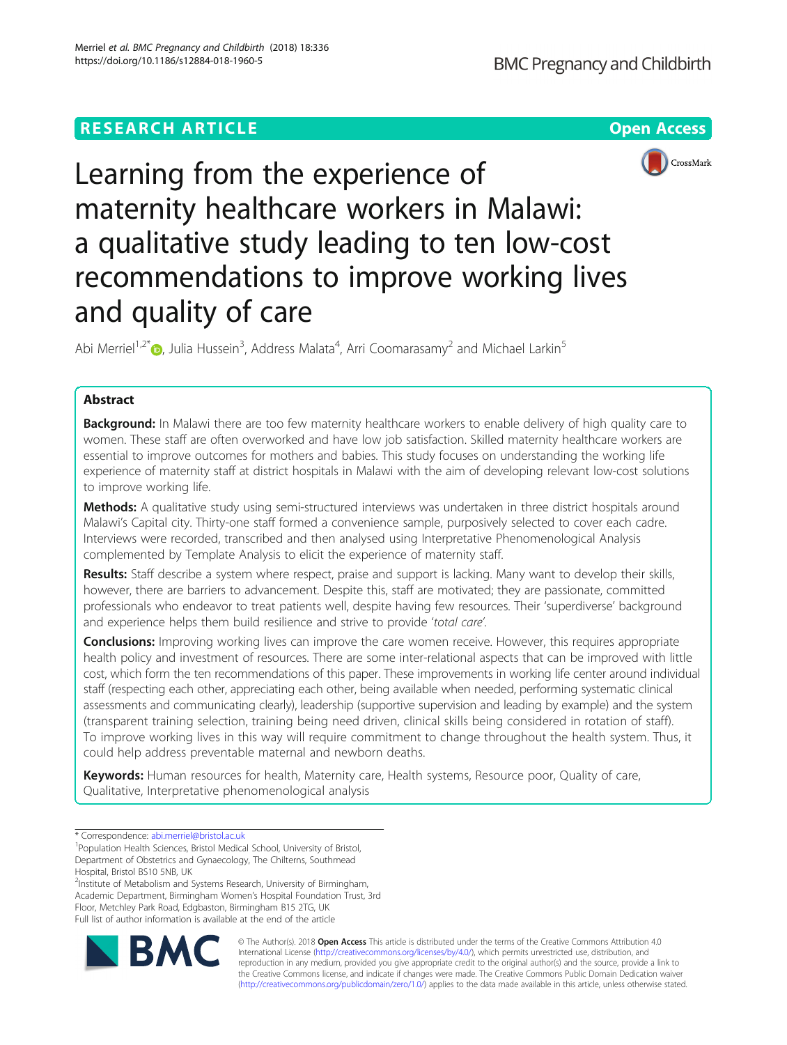RESEARCH ARTICLE

Open Access

# Learning from the experience of maternity healthcare workers in Malawi: a qualitative study leading to ten low-cost recommendations to improve working lives and quality of care

Abi Merriel[1,2*], Julia Hussein[3], Address Malata[4], Arri Coomarasamy[2] and Michael Larkin[5]

## Abstract

**Background:** In Malawi there are too few maternity healthcare workers to enable delivery of high quality care to women. These staff are often overworked and have low job satisfaction. Skilled maternity healthcare workers are essential to improve outcomes for mothers and babies. This study focuses on understanding the working life experience of maternity staff at district hospitals in Malawi with the aim of developing relevant low-cost solutions to improve working life.

**Methods:** A qualitative study using semi-structured interviews was undertaken in three district hospitals around Malawi's Capital city. Thirty-one staff formed a convenience sample, purposively selected to cover each cadre. Interviews were recorded, transcribed and then analysed using Interpretative Phenomenological Analysis complemented by Template Analysis to elicit the experience of maternity staff.

**Results:** Staff describe a system where respect, praise and support is lacking. Many want to develop their skills, however, there are barriers to advancement. Despite this, staff are motivated; they are passionate, committed professionals who endeavor to treat patients well, despite having few resources. Their 'superdiverse' background and experience helps them build resilience and strive to provide '*total care*'.

**Conclusions:** Improving working lives can improve the care women receive. However, this requires appropriate health policy and investment of resources. There are some inter-relational aspects that can be improved with little cost, which form the ten recommendations of this paper. These improvements in working life center around individual staff (respecting each other, appreciating each other, being available when needed, performing systematic clinical assessments and communicating clearly), leadership (supportive supervision and leading by example) and the system (transparent training selection, training being need driven, clinical skills being considered in rotation of staff). To improve working lives in this way will require commitment to change throughout the health system. Thus, it could help address preventable maternal and newborn deaths.

**Keywords:** Human resources for health, Maternity care, Health systems, Resource poor, Quality of care, Qualitative, Interpretative phenomenological analysis

---

\* Correspondence: abi.merriel@bristol.ac.uk

[1]Population Health Sciences, Bristol Medical School, University of Bristol, Department of Obstetrics and Gynaecology, The Chilterns, Southmead Hospital, Bristol BS10 5NB, UK

[2]Institute of Metabolism and Systems Research, University of Birmingham, Academic Department, Birmingham Women's Hospital Foundation Trust, 3rd Floor, Metchley Park Road, Edgbaston, Birmingham B15 2TG, UK

Full list of author information is available at the end of the article

© The Author(s). 2018 **Open Access** This article is distributed under the terms of the Creative Commons Attribution 4.0 International License (http://creativecommons.org/licenses/by/4.0/), which permits unrestricted use, distribution, and reproduction in any medium, provided you give appropriate credit to the original author(s) and the source, provide a link to the Creative Commons license, and indicate if changes were made. The Creative Commons Public Domain Dedication waiver (http://creativecommons.org/publicdomain/zero/1.0/) applies to the data made available in this article, unless otherwise stated.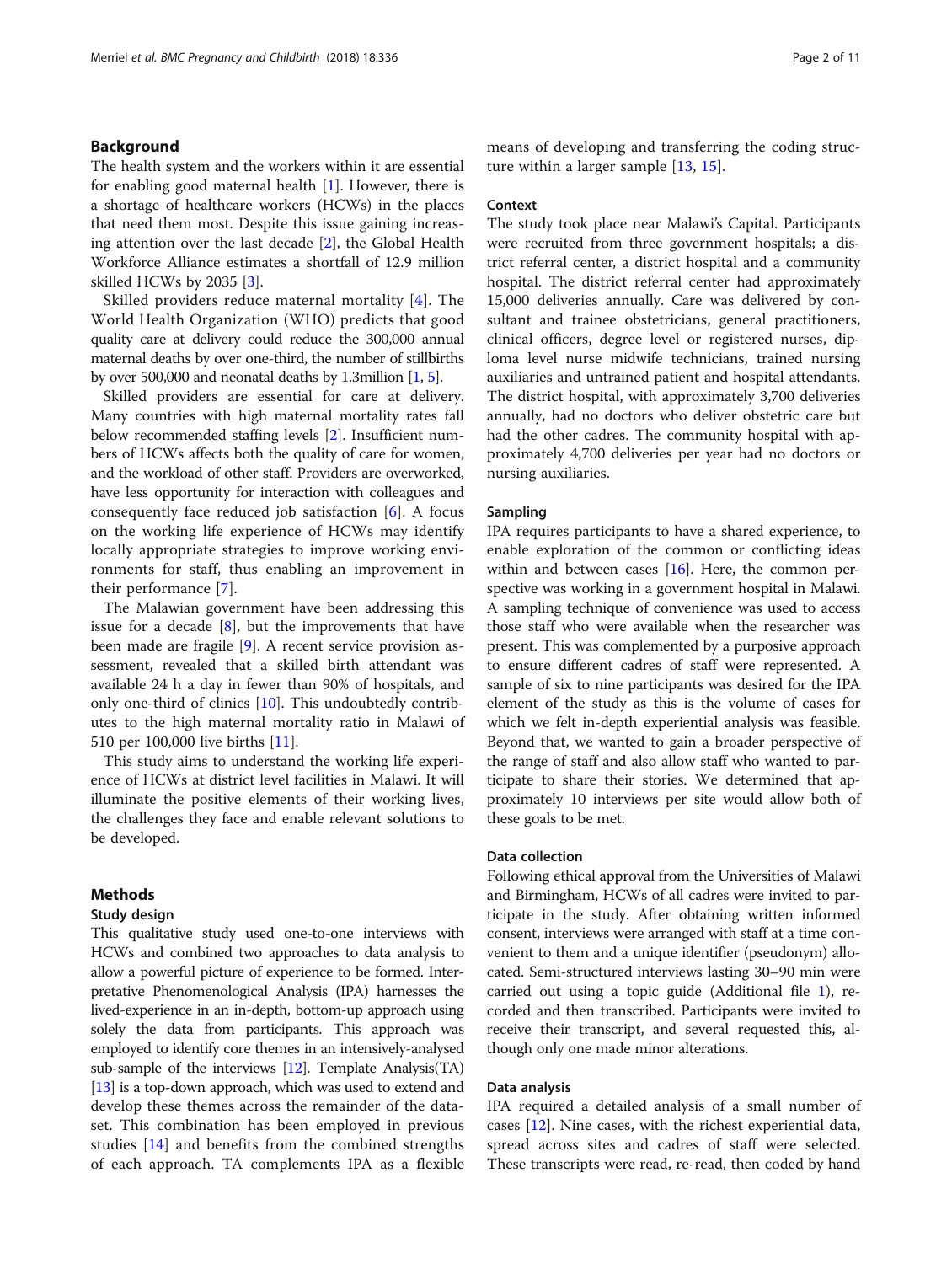## Background

The health system and the workers within it are essential for enabling good maternal health [1]. However, there is a shortage of healthcare workers (HCWs) in the places that need them most. Despite this issue gaining increasing attention over the last decade [2], the Global Health Workforce Alliance estimates a shortfall of 12.9 million skilled HCWs by 2035 [3].

Skilled providers reduce maternal mortality [4]. The World Health Organization (WHO) predicts that good quality care at delivery could reduce the 300,000 annual maternal deaths by over one-third, the number of stillbirths by over 500,000 and neonatal deaths by 1.3million [1, 5].

Skilled providers are essential for care at delivery. Many countries with high maternal mortality rates fall below recommended staffing levels [2]. Insufficient numbers of HCWs affects both the quality of care for women, and the workload of other staff. Providers are overworked, have less opportunity for interaction with colleagues and consequently face reduced job satisfaction [6]. A focus on the working life experience of HCWs may identify locally appropriate strategies to improve working environments for staff, thus enabling an improvement in their performance [7].

The Malawian government have been addressing this issue for a decade [8], but the improvements that have been made are fragile [9]. A recent service provision assessment, revealed that a skilled birth attendant was available 24 h a day in fewer than 90% of hospitals, and only one-third of clinics [10]. This undoubtedly contributes to the high maternal mortality ratio in Malawi of 510 per 100,000 live births [11].

This study aims to understand the working life experience of HCWs at district level facilities in Malawi. It will illuminate the positive elements of their working lives, the challenges they face and enable relevant solutions to be developed.

## Methods

### Study design

This qualitative study used one-to-one interviews with HCWs and combined two approaches to data analysis to allow a powerful picture of experience to be formed. Interpretative Phenomenological Analysis (IPA) harnesses the lived-experience in an in-depth, bottom-up approach using solely the data from participants. This approach was employed to identify core themes in an intensively-analysed sub-sample of the interviews [12]. Template Analysis(TA) [13] is a top-down approach, which was used to extend and develop these themes across the remainder of the dataset. This combination has been employed in previous studies [14] and benefits from the combined strengths of each approach. TA complements IPA as a flexible means of developing and transferring the coding structure within a larger sample [13, 15].

### Context

The study took place near Malawi's Capital. Participants were recruited from three government hospitals; a district referral center, a district hospital and a community hospital. The district referral center had approximately 15,000 deliveries annually. Care was delivered by consultant and trainee obstetricians, general practitioners, clinical officers, degree level or registered nurses, diploma level nurse midwife technicians, trained nursing auxiliaries and untrained patient and hospital attendants. The district hospital, with approximately 3,700 deliveries annually, had no doctors who deliver obstetric care but had the other cadres. The community hospital with approximately 4,700 deliveries per year had no doctors or nursing auxiliaries.

### Sampling

IPA requires participants to have a shared experience, to enable exploration of the common or conflicting ideas within and between cases [16]. Here, the common perspective was working in a government hospital in Malawi. A sampling technique of convenience was used to access those staff who were available when the researcher was present. This was complemented by a purposive approach to ensure different cadres of staff were represented. A sample of six to nine participants was desired for the IPA element of the study as this is the volume of cases for which we felt in-depth experiential analysis was feasible. Beyond that, we wanted to gain a broader perspective of the range of staff and also allow staff who wanted to participate to share their stories. We determined that approximately 10 interviews per site would allow both of these goals to be met.

### Data collection

Following ethical approval from the Universities of Malawi and Birmingham, HCWs of all cadres were invited to participate in the study. After obtaining written informed consent, interviews were arranged with staff at a time convenient to them and a unique identifier (pseudonym) allocated. Semi-structured interviews lasting 30–90 min were carried out using a topic guide (Additional file 1), recorded and then transcribed. Participants were invited to receive their transcript, and several requested this, although only one made minor alterations.

### Data analysis

IPA required a detailed analysis of a small number of cases [12]. Nine cases, with the richest experiential data, spread across sites and cadres of staff were selected. These transcripts were read, re-read, then coded by hand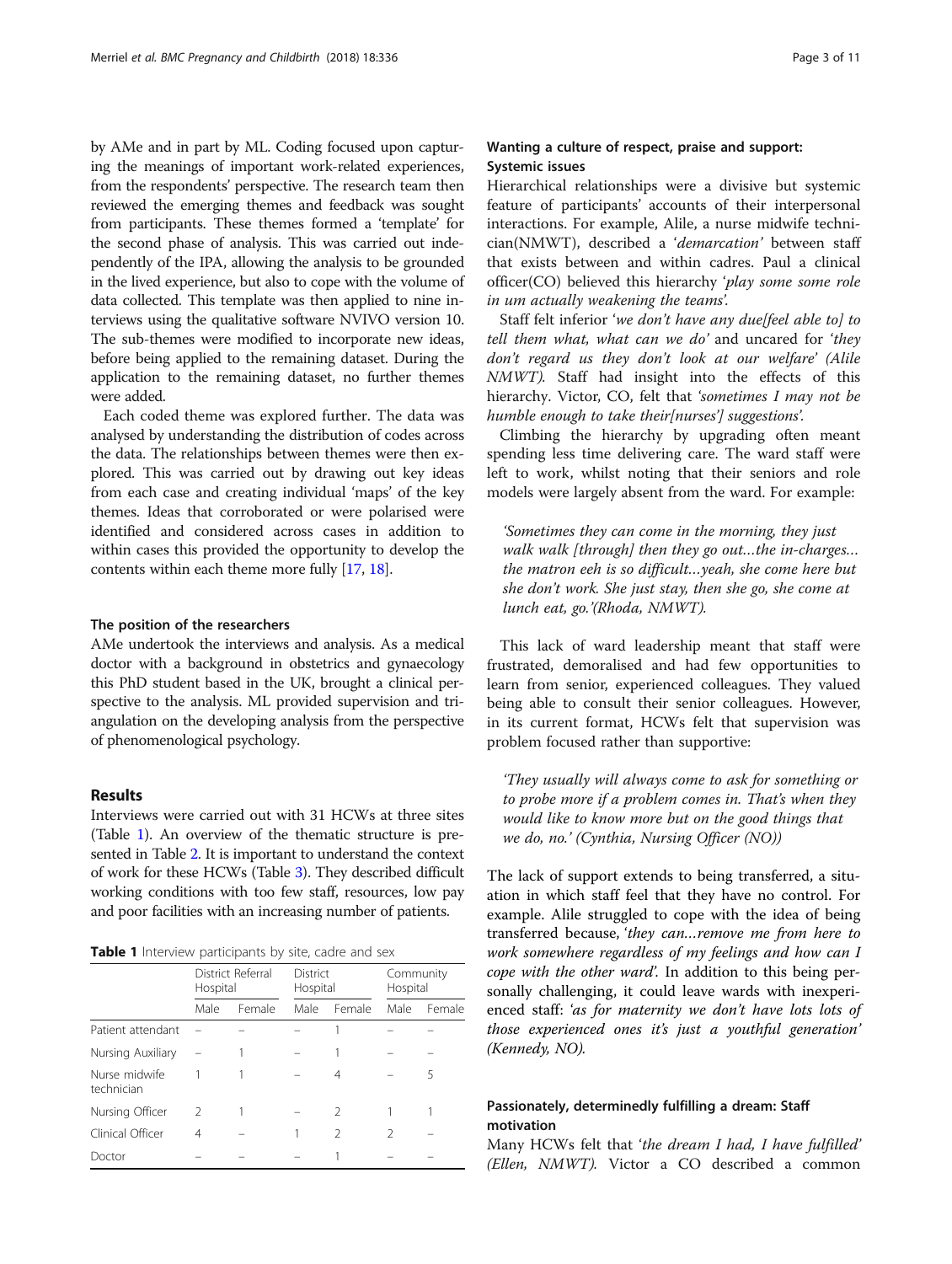by AMe and in part by ML. Coding focused upon capturing the meanings of important work-related experiences, from the respondents' perspective. The research team then reviewed the emerging themes and feedback was sought from participants. These themes formed a 'template' for the second phase of analysis. This was carried out independently of the IPA, allowing the analysis to be grounded in the lived experience, but also to cope with the volume of data collected. This template was then applied to nine interviews using the qualitative software NVIVO version 10. The sub-themes were modified to incorporate new ideas, before being applied to the remaining dataset. During the application to the remaining dataset, no further themes were added.

Each coded theme was explored further. The data was analysed by understanding the distribution of codes across the data. The relationships between themes were then explored. This was carried out by drawing out key ideas from each case and creating individual 'maps' of the key themes. Ideas that corroborated or were polarised were identified and considered across cases in addition to within cases this provided the opportunity to develop the contents within each theme more fully [17, 18].

### The position of the researchers

AMe undertook the interviews and analysis. As a medical doctor with a background in obstetrics and gynaecology this PhD student based in the UK, brought a clinical perspective to the analysis. ML provided supervision and triangulation on the developing analysis from the perspective of phenomenological psychology.

## Results

Interviews were carried out with 31 HCWs at three sites (Table 1). An overview of the thematic structure is presented in Table 2. It is important to understand the context of work for these HCWs (Table 3). They described difficult working conditions with too few staff, resources, low pay and poor facilities with an increasing number of patients.

**Table 1** Interview participants by site, cadre and sex

| | District Referral Hospital | | District Hospital | | Community Hospital | |
|---|---|---|---|---|---|---|
| | Male | Female | Male | Female | Male | Female |
| Patient attendant | – | – | – | 1 | – | – |
| Nursing Auxiliary | – | 1 | – | 1 | – | – |
| Nurse midwife technician | 1 | 1 | – | 4 | – | 5 |
| Nursing Officer | 2 | 1 | – | 2 | 1 | 1 |
| Clinical Officer | 4 | – | 1 | 2 | 2 | – |
| Doctor | – | – | – | 1 | – | – |

### Wanting a culture of respect, praise and support: Systemic issues

Hierarchical relationships were a divisive but systemic feature of participants' accounts of their interpersonal interactions. For example, Alile, a nurse midwife technician(NMWT), described a '*demarcation*' between staff that exists between and within cadres. Paul a clinical officer(CO) believed this hierarchy '*play some some role in um actually weakening the teams*'.

Staff felt inferior '*we don't have any due[feel able to] to tell them what, what can we do*' and uncared for '*they don't regard us they don't look at our welfare*' *(Alile NMWT).* Staff had insight into the effects of this hierarchy. Victor, CO, felt that '*sometimes I may not be humble enough to take their[nurses'] suggestions*'.

Climbing the hierarchy by upgrading often meant spending less time delivering care. The ward staff were left to work, whilst noting that their seniors and role models were largely absent from the ward. For example:

> *'Sometimes they can come in the morning, they just walk walk [through] then they go out…the in-charges… the matron eeh is so difficult…yeah, she come here but she don't work. She just stay, then she go, she come at lunch eat, go.'(Rhoda, NMWT).*

This lack of ward leadership meant that staff were frustrated, demoralised and had few opportunities to learn from senior, experienced colleagues. They valued being able to consult their senior colleagues. However, in its current format, HCWs felt that supervision was problem focused rather than supportive:

> *'They usually will always come to ask for something or to probe more if a problem comes in. That's when they would like to know more but on the good things that we do, no.' (Cynthia, Nursing Officer (NO))*

The lack of support extends to being transferred, a situation in which staff feel that they have no control. For example. Alile struggled to cope with the idea of being transferred because, '*they can…remove me from here to work somewhere regardless of my feelings and how can I cope with the other ward*'. In addition to this being personally challenging, it could leave wards with inexperienced staff: '*as for maternity we don't have lots lots of those experienced ones it's just a youthful generation*' *(Kennedy, NO).*

### Passionately, determinedly fulfilling a dream: Staff motivation

Many HCWs felt that '*the dream I had, I have fulfilled*' *(Ellen, NMWT).* Victor a CO described a common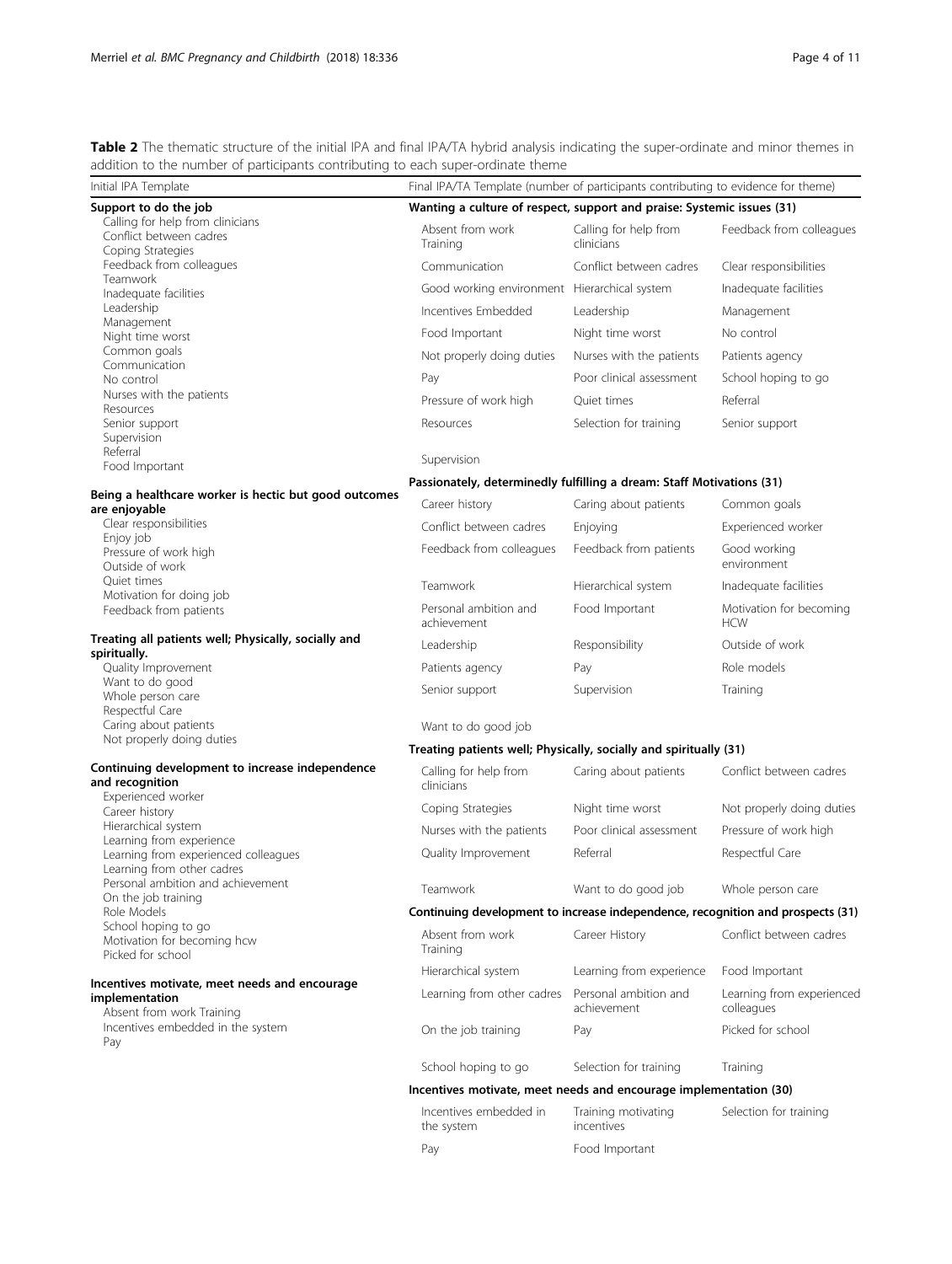**Table 2** The thematic structure of the initial IPA and final IPA/TA hybrid analysis indicating the super-ordinate and minor themes in addition to the number of participants contributing to each super-ordinate theme

| Initial IPA Template | Final IPA/TA Template (number of participants contributing to evidence for theme) | | |
|---|---|---|---|
| **Support to do the job** | **Wanting a culture of respect, support and praise: Systemic issues (31)** | | |
| Calling for help from clinicians<br>Conflict between cadres | Absent from work Training | Calling for help from clinicians | Feedback from colleagues |
| Coping Strategies<br>Feedback from colleagues | Communication | Conflict between cadres | Clear responsibilities |
| Teamwork<br>Inadequate facilities | Good working environment | Hierarchical system | Inadequate facilities |
| Leadership<br>Management | Incentives Embedded | Leadership | Management |
| Night time worst<br>Common goals | Food Important | Night time worst | No control |
| Communication | Not properly doing duties | Nurses with the patients | Patients agency |
| No control<br>Nurses with the patients | Pay | Poor clinical assessment | School hoping to go |
| Resources | Pressure of work high | Quiet times | Referral |
| Senior support<br>Supervision | Resources | Selection for training | Senior support |
| Referral<br>Food Important | Supervision | | |
| **Being a healthcare worker is hectic but good outcomes are enjoyable** | **Passionately, determinedly fulfilling a dream: Staff Motivations (31)** | | |
| Clear responsibilities | Career history | Caring about patients | Common goals |
| Enjoy job<br>Pressure of work high | Conflict between cadres | Enjoying | Experienced worker |
| Outside of work | Feedback from colleagues | Feedback from patients | Good working environment |
| Quiet times<br>Motivation for doing job | Teamwork | Hierarchical system | Inadequate facilities |
| Feedback from patients | Personal ambition and achievement | Food Important | Motivation for becoming HCW |
| **Treating all patients well; Physically, socially and spiritually.** | Leadership | Responsibility | Outside of work |
| Quality Improvement<br>Want to do good | Patients agency | Pay | Role models |
| Whole person care<br>Respectful Care | Senior support | Supervision | Training |
| Caring about patients<br>Not properly doing duties | Want to do good job | | |
| | **Treating patients well; Physically, socially and spiritually (31)** | | |
| **Continuing development to increase independence and recognition** | Calling for help from clinicians | Caring about patients | Conflict between cadres |
| Experienced worker<br>Career history | Coping Strategies | Night time worst | Not properly doing duties |
| Hierarchical system<br>Learning from experience | Nurses with the patients | Poor clinical assessment | Pressure of work high |
| Learning from experienced colleagues<br>Learning from other cadres | Quality Improvement | Referral | Respectful Care |
| Personal ambition and achievement<br>On the job training | Teamwork | Want to do good job | Whole person care |
| Role Models<br>School hoping to go | **Continuing development to increase independence, recognition and prospects (31)** | | |
| Motivation for becoming hcw<br>Picked for school | Absent from work Training | Career History | Conflict between cadres |
| **Incentives motivate, meet needs and encourage implementation** | Hierarchical system | Learning from experience | Food Important |
| Absent from work Training | Learning from other cadres | Personal ambition and achievement | Learning from experienced colleagues |
| Incentives embedded in the system<br>Pay | On the job training | Pay | Picked for school |
| | School hoping to go | Selection for training | Training |
| | **Incentives motivate, meet needs and encourage implementation (30)** | | |
| | Incentives embedded in the system | Training motivating incentives | Selection for training |
| | Pay | Food Important | |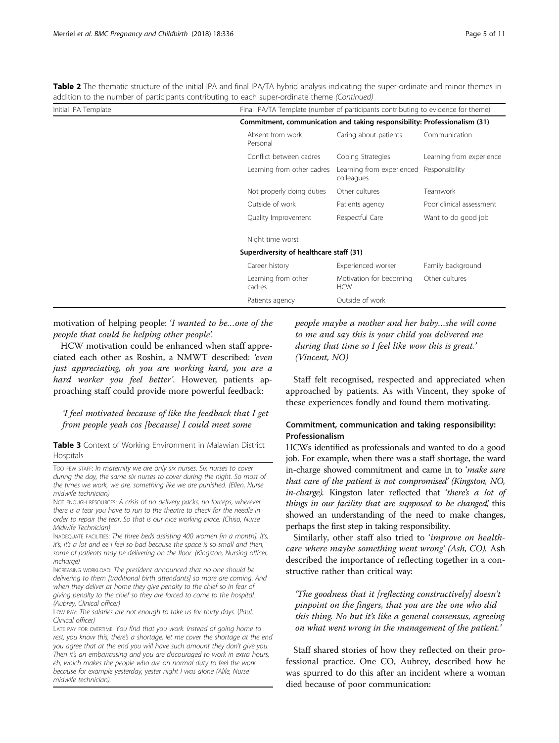**Table 2** The thematic structure of the initial IPA and final IPA/TA hybrid analysis indicating the super-ordinate and minor themes in addition to the number of participants contributing to each super-ordinate theme *(Continued)*

| Initial IPA Template | Final IPA/TA Template (number of participants contributing to evidence for theme) | | |
|---|---|---|---|
| | **Commitment, communication and taking responsibility: Professionalism (31)** | | |
| | Absent from work Personal | Caring about patients | Communication |
| | Conflict between cadres | Coping Strategies | Learning from experience |
| | Learning from other cadres | Learning from experienced colleagues | Responsibility |
| | Not properly doing duties | Other cultures | Teamwork |
| | Outside of work | Patients agency | Poor clinical assessment |
| | Quality Improvement | Respectful Care | Want to do good job |
| | Night time worst | | |
| | **Superdiversity of healthcare staff (31)** | | |
| | Career history | Experienced worker | Family background |
| | Learning from other cadres | Motivation for becoming HCW | Other cultures |
| | Patients agency | Outside of work | |

motivation of helping people: '*I wanted to be…one of the people that could be helping other people*'.

HCW motivation could be enhanced when staff appreciated each other as Roshin, a NMWT described: '*even just appreciating, oh you are working hard, you are a hard worker you feel better*'. However, patients approaching staff could provide more powerful feedback:

> *'I feel motivated because of like the feedback that I get from people yeah cos [because] I could meet some people maybe a mother and her baby…she will come to me and say this is your child you delivered me during that time so I feel like wow this is great.' (Vincent, NO)*

**Table 3** Context of Working Environment in Malawian District Hospitals

| |
|---|
| TOO FEW STAFF: *In maternity we are only six nurses. Six nurses to cover during the day, the same six nurses to cover during the night. So most of the times we work, we are, something like we are punished. (Ellen, Nurse midwife technician)* |
| NOT ENOUGH RESOURCES: *A crisis of no delivery packs, no forceps, wherever there is a tear you have to run to the theatre to check for the needle in order to repair the tear. So that is our nice working place. (Chiso, Nurse Midwife Technician)* |
| INADEQUATE FACILITIES: *The three beds assisting 400 women [in a month]. It's, it's, it's a lot and ee I feel so bad because the space is so small and then, some of patients may be delivering on the floor. (Kingston, Nursing officer, incharge)* |
| INCREASING WORKLOAD: *The president announced that no one should be delivering to them [traditional birth attendants] so more are coming. And when they deliver at home they give penalty to the chief so in fear of giving penalty to the chief so they are forced to come to the hospital. (Aubrey, Clinical officer)* |
| LOW PAY: *The salaries are not enough to take us for thirty days. (Paul, Clinical officer)* |
| LATE PAY FOR OVERTIME: *You find that you work. Instead of going home to rest, you know this, there's a shortage, let me cover the shortage at the end you agree that at the end you will have such amount they don't give you. Then it's an embarrassing and you are discouraged to work in extra hours, eh, which makes the people who are on normal duty to feel the work because for example yesterday, yester night I was alone (Alile, Nurse midwife technician)* |

Staff felt recognised, respected and appreciated when approached by patients. As with Vincent, they spoke of these experiences fondly and found them motivating.

### Commitment, communication and taking responsibility: Professionalism

HCWs identified as professionals and wanted to do a good job. For example, when there was a staff shortage, the ward in-charge showed commitment and came in to '*make sure that care of the patient is not compromised*' *(Kingston, NO, in-charge)*. Kingston later reflected that '*there's a lot of things in our facility that are supposed to be changed*', this showed an understanding of the need to make changes, perhaps the first step in taking responsibility.

Similarly, other staff also tried to '*improve on healthcare where maybe something went wrong*' *(Ash, CO)*. Ash described the importance of reflecting together in a constructive rather than critical way:

> *'The goodness that it [reflecting constructively] doesn't pinpoint on the fingers, that you are the one who did this thing. No but it's like a general consensus, agreeing on what went wrong in the management of the patient.'*

Staff shared stories of how they reflected on their professional practice. One CO, Aubrey, described how he was spurred to do this after an incident where a woman died because of poor communication: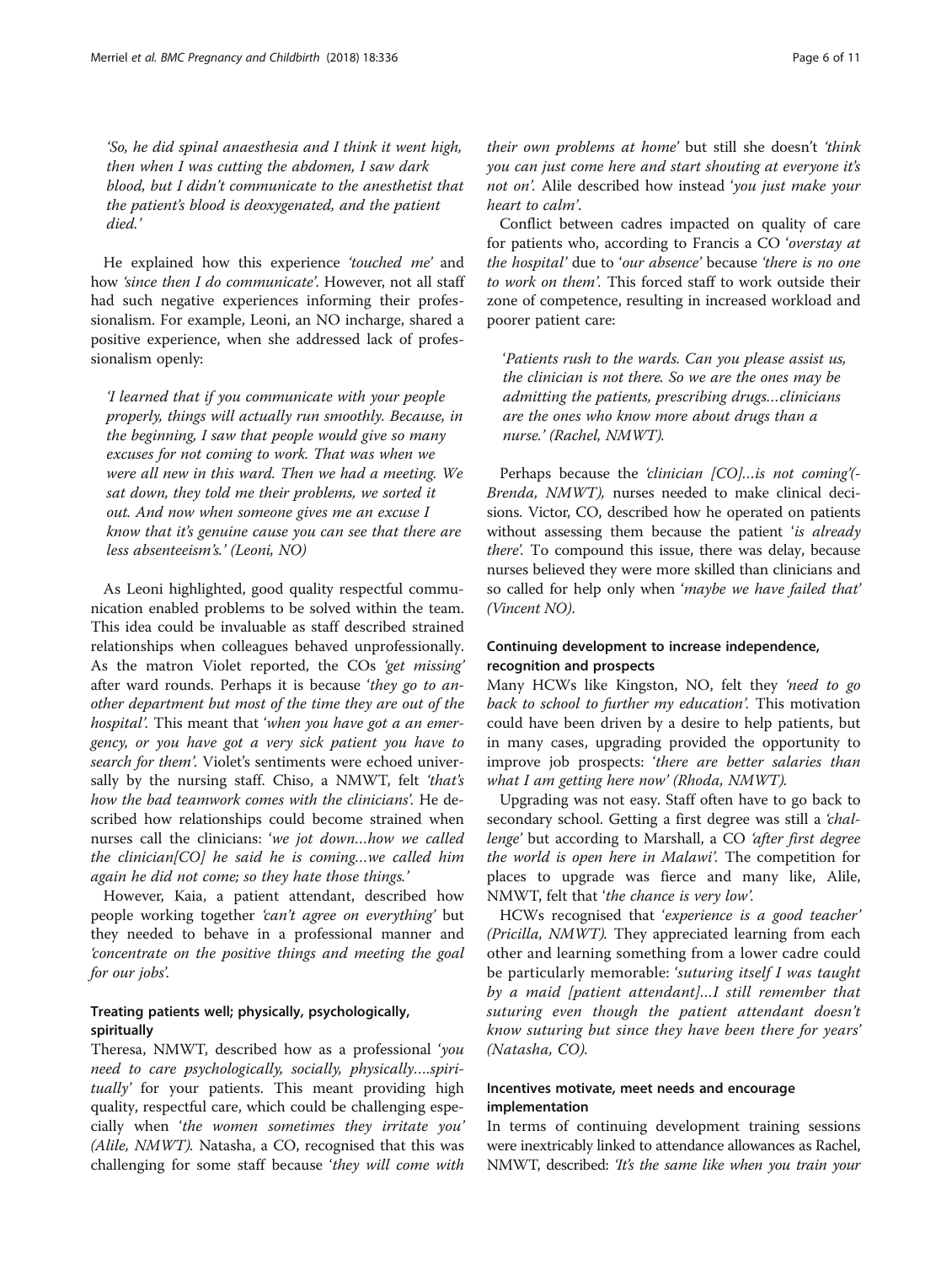*'So, he did spinal anaesthesia and I think it went high, then when I was cutting the abdomen, I saw dark blood, but I didn't communicate to the anesthetist that the patient's blood is deoxygenated, and the patient died.'*

He explained how this experience *'touched me'* and how *'since then I do communicate'*. However, not all staff had such negative experiences informing their professionalism. For example, Leoni, an NO incharge, shared a positive experience, when she addressed lack of professionalism openly:

*'I learned that if you communicate with your people properly, things will actually run smoothly. Because, in the beginning, I saw that people would give so many excuses for not coming to work. That was when we were all new in this ward. Then we had a meeting. We sat down, they told me their problems, we sorted it out. And now when someone gives me an excuse I know that it's genuine cause you can see that there are less absenteeism's.' (Leoni, NO)*

As Leoni highlighted, good quality respectful communication enabled problems to be solved within the team. This idea could be invaluable as staff described strained relationships when colleagues behaved unprofessionally. As the matron Violet reported, the COs *'get missing'* after ward rounds. Perhaps it is because *'they go to another department but most of the time they are out of the hospital'*. This meant that *'when you have got a an emergency, or you have got a very sick patient you have to search for them'*. Violet's sentiments were echoed universally by the nursing staff. Chiso, a NMWT, felt *'that's how the bad teamwork comes with the clinicians'*. He described how relationships could become strained when nurses call the clinicians: *'we jot down…how we called the clinician[CO] he said he is coming…we called him again he did not come; so they hate those things.'*

However, Kaia, a patient attendant, described how people working together *'can't agree on everything'* but they needed to behave in a professional manner and *'concentrate on the positive things and meeting the goal for our jobs'*.

### Treating patients well; physically, psychologically, spiritually

Theresa, NMWT, described how as a professional *'you need to care psychologically, socially, physically….spiritually'* for your patients. This meant providing high quality, respectful care, which could be challenging especially when *'the women sometimes they irritate you' (Alile, NMWT)*. Natasha, a CO, recognised that this was challenging for some staff because *'they will come with their own problems at home'* but still she doesn't *'think you can just come here and start shouting at everyone it's not on'*. Alile described how instead *'you just make your heart to calm'*.

Conflict between cadres impacted on quality of care for patients who, according to Francis a CO *'overstay at the hospital'* due to *'our absence'* because *'there is no one to work on them'*. This forced staff to work outside their zone of competence, resulting in increased workload and poorer patient care:

*'Patients rush to the wards. Can you please assist us, the clinician is not there. So we are the ones may be admitting the patients, prescribing drugs…clinicians are the ones who know more about drugs than a nurse.' (Rachel, NMWT).*

Perhaps because the *'clinician [CO]…is not coming'(-Brenda, NMWT)*, nurses needed to make clinical decisions. Victor, CO, described how he operated on patients without assessing them because the patient *'is already there'*. To compound this issue, there was delay, because nurses believed they were more skilled than clinicians and so called for help only when *'maybe we have failed that' (Vincent NO)*.

### Continuing development to increase independence, recognition and prospects

Many HCWs like Kingston, NO, felt they *'need to go back to school to further my education'*. This motivation could have been driven by a desire to help patients, but in many cases, upgrading provided the opportunity to improve job prospects: *'there are better salaries than what I am getting here now' (Rhoda, NMWT)*.

Upgrading was not easy. Staff often have to go back to secondary school. Getting a first degree was still a *'challenge'* but according to Marshall, a CO *'after first degree the world is open here in Malawi'*. The competition for places to upgrade was fierce and many like, Alile, NMWT, felt that *'the chance is very low'*.

HCWs recognised that *'experience is a good teacher' (Pricilla, NMWT)*. They appreciated learning from each other and learning something from a lower cadre could be particularly memorable: *'suturing itself I was taught by a maid [patient attendant]…I still remember that suturing even though the patient attendant doesn't know suturing but since they have been there for years' (Natasha, CO)*.

### Incentives motivate, meet needs and encourage implementation

In terms of continuing development training sessions were inextricably linked to attendance allowances as Rachel, NMWT, described: *'It's the same like when you train your*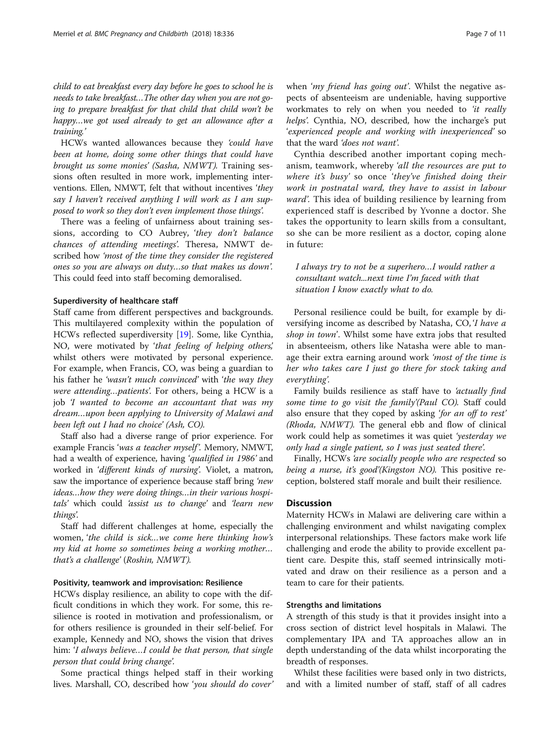*child to eat breakfast every day before he goes to school he is needs to take breakfast…The other day when you are not going to prepare breakfast for that child that child won't be happy…we got used already to get an allowance after a training.'*

HCWs wanted allowances because they *'could have been at home, doing some other things that could have brought us some monies' (Sasha, NMWT).* Training sessions often resulted in more work, implementing interventions. Ellen, NMWT, felt that without incentives *'they say I haven't received anything I will work as I am supposed to work so they don't even implement those things'.*

There was a feeling of unfairness about training sessions, according to CO Aubrey, *'they don't balance chances of attending meetings'.* Theresa, NMWT described how *'most of the time they consider the registered ones so you are always on duty…so that makes us down'.* This could feed into staff becoming demoralised.

#### Superdiversity of healthcare staff

Staff came from different perspectives and backgrounds. This multilayered complexity within the population of HCWs reflected superdiversity [19]. Some, like Cynthia, NO, were motivated by *'that feeling of helping others',* whilst others were motivated by personal experience. For example, when Francis, CO, was being a guardian to his father he *'wasn't much convinced'* with *'the way they were attending…patients'.* For others, being a HCW is a job *'I wanted to become an accountant that was my dream…upon been applying to University of Malawi and been left out I had no choice' (Ash, CO).*

Staff also had a diverse range of prior experience. For example Francis *'was a teacher myself'.* Memory, NMWT, had a wealth of experience, having *'qualified in 1986'* and worked in *'different kinds of nursing'.* Violet, a matron, saw the importance of experience because staff bring *'new ideas…how they were doing things…in their various hospitals'* which could *'assist us to change'* and *'learn new things'.*

Staff had different challenges at home, especially the women, *'the child is sick…we come here thinking how's my kid at home so sometimes being a working mother…that's a challenge' (Roshin, NMWT).*

#### Positivity, teamwork and improvisation: Resilience

HCWs display resilience, an ability to cope with the difficult conditions in which they work. For some, this resilience is rooted in motivation and professionalism, or for others resilience is grounded in their self-belief. For example, Kennedy and NO, shows the vision that drives him: *'I always believe…I could be that person, that single person that could bring change'.*

Some practical things helped staff in their working lives. Marshall, CO, described how *'you should do cover'* when *'my friend has going out'.* Whilst the negative aspects of absenteeism are undeniable, having supportive workmates to rely on when you needed to *'it really helps'.* Cynthia, NO, described, how the incharge's put *'experienced people and working with inexperienced'* so that the ward *'does not want'.*

Cynthia described another important coping mechanism, teamwork, whereby *'all the resources are put to where it's busy'* so once *'they've finished doing their work in postnatal ward, they have to assist in labour ward'.* This idea of building resilience by learning from experienced staff is described by Yvonne a doctor. She takes the opportunity to learn skills from a consultant, so she can be more resilient as a doctor, coping alone in future:

> *I always try to not be a superhero…I would rather a consultant watch...next time I'm faced with that situation I know exactly what to do.*

Personal resilience could be built, for example by diversifying income as described by Natasha, CO, *'I have a shop in town'.* Whilst some have extra jobs that resulted in absenteeism, others like Natasha were able to manage their extra earning around work *'most of the time is her who takes care I just go there for stock taking and everything'.*

Family builds resilience as staff have to *'actually find some time to go visit the family'(Paul CO).* Staff could also ensure that they coped by asking *'for an off to rest' (Rhoda, NMWT).* The general ebb and flow of clinical work could help as sometimes it was quiet *'yesterday we only had a single patient, so I was just seated there'.*

Finally, HCWs *'are socially people who are respected so being a nurse, it's good'(Kingston NO).* This positive reception, bolstered staff morale and built their resilience.

## Discussion

Maternity HCWs in Malawi are delivering care within a challenging environment and whilst navigating complex interpersonal relationships. These factors make work life challenging and erode the ability to provide excellent patient care. Despite this, staff seemed intrinsically motivated and draw on their resilience as a person and a team to care for their patients.

### Strengths and limitations

A strength of this study is that it provides insight into a cross section of district level hospitals in Malawi. The complementary IPA and TA approaches allow an in depth understanding of the data whilst incorporating the breadth of responses.

Whilst these facilities were based only in two districts, and with a limited number of staff, staff of all cadres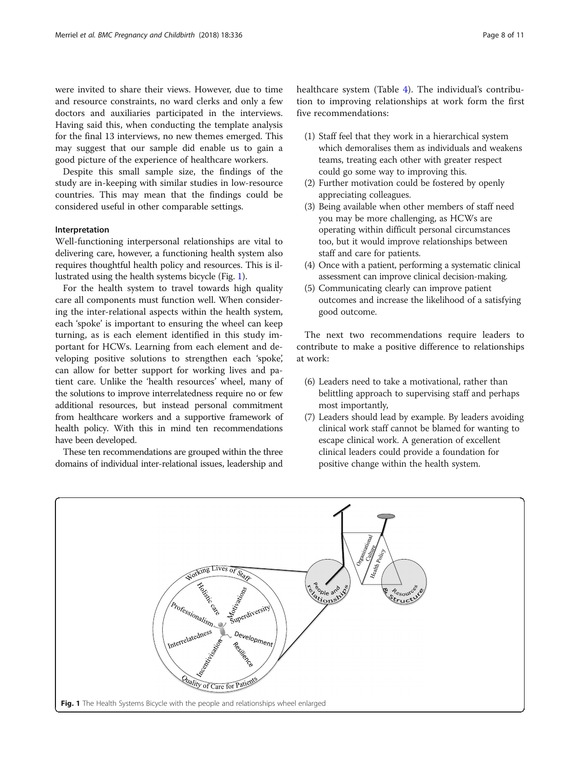were invited to share their views. However, due to time and resource constraints, no ward clerks and only a few doctors and auxiliaries participated in the interviews. Having said this, when conducting the template analysis for the final 13 interviews, no new themes emerged. This may suggest that our sample did enable us to gain a good picture of the experience of healthcare workers.

Despite this small sample size, the findings of the study are in-keeping with similar studies in low-resource countries. This may mean that the findings could be considered useful in other comparable settings.

### Interpretation

Well-functioning interpersonal relationships are vital to delivering care, however, a functioning health system also requires thoughtful health policy and resources. This is illustrated using the health systems bicycle (Fig. 1).

For the health system to travel towards high quality care all components must function well. When considering the inter-relational aspects within the health system, each 'spoke' is important to ensuring the wheel can keep turning, as is each element identified in this study important for HCWs. Learning from each element and developing positive solutions to strengthen each 'spoke', can allow for better support for working lives and patient care. Unlike the 'health resources' wheel, many of the solutions to improve interrelatedness require no or few additional resources, but instead personal commitment from healthcare workers and a supportive framework of health policy. With this in mind ten recommendations have been developed.

These ten recommendations are grouped within the three domains of individual inter-relational issues, leadership and healthcare system (Table 4). The individual's contribution to improving relationships at work form the first five recommendations:

(1) Staff feel that they work in a hierarchical system which demoralises them as individuals and weakens teams, treating each other with greater respect could go some way to improving this.
(2) Further motivation could be fostered by openly appreciating colleagues.
(3) Being available when other members of staff need you may be more challenging, as HCWs are operating within difficult personal circumstances too, but it would improve relationships between staff and care for patients.
(4) Once with a patient, performing a systematic clinical assessment can improve clinical decision-making.
(5) Communicating clearly can improve patient outcomes and increase the likelihood of a satisfying good outcome.

The next two recommendations require leaders to contribute to make a positive difference to relationships at work:

(6) Leaders need to take a motivational, rather than belittling approach to supervising staff and perhaps most importantly,
(7) Leaders should lead by example. By leaders avoiding clinical work staff cannot be blamed for wanting to escape clinical work. A generation of excellent clinical leaders could provide a foundation for positive change within the health system.

**Fig. 1** The Health Systems Bicycle with the people and relationships wheel enlarged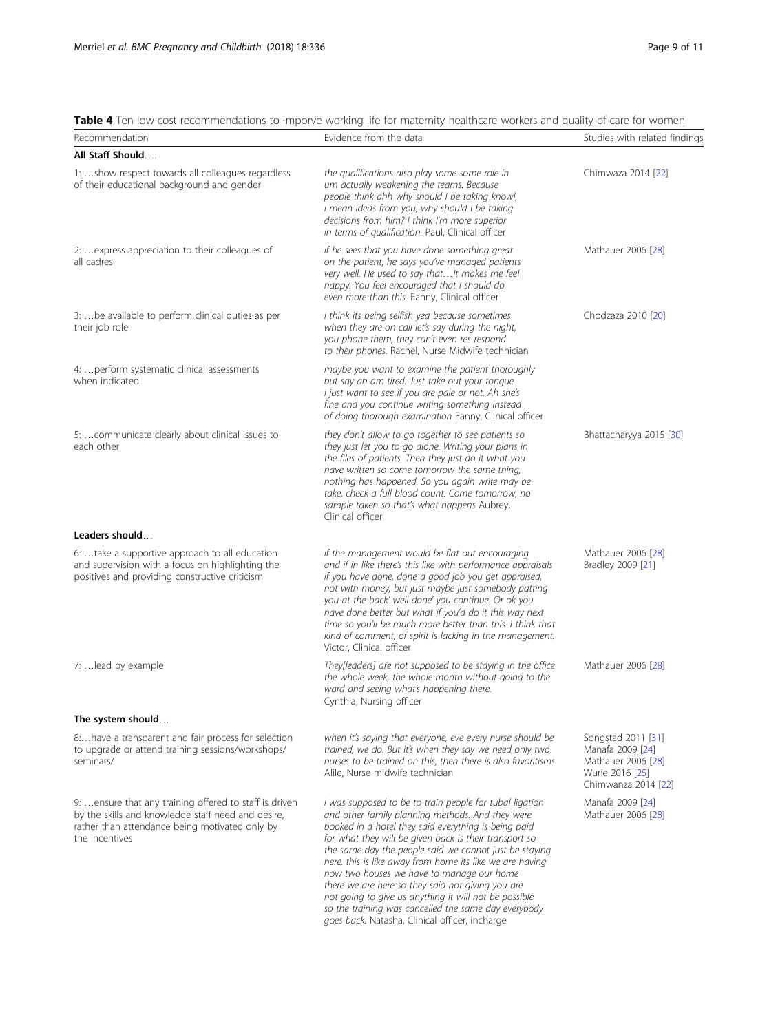**Table 4** Ten low-cost recommendations to imporve working life for maternity healthcare workers and quality of care for women

| Recommendation | Evidence from the data | Studies with related findings |
|---|---|---|
| **All Staff Should….** | | |
| 1: …show respect towards all colleagues regardless of their educational background and gender | *the qualifications also play some some role in um actually weakening the teams. Because people think ahh why should I be taking knowl, i mean ideas from you, why should I be taking decisions from him? I think I'm more superior in terms of qualification.* Paul, Clinical officer | Chimwaza 2014 [22] |
| 2: …express appreciation to their colleagues of all cadres | *if he sees that you have done something great on the patient, he says you've managed patients very well. He used to say that…It makes me feel happy. You feel encouraged that I should do even more than this.* Fanny, Clinical officer | Mathauer 2006 [28] |
| 3: …be available to perform clinical duties as per their job role | *I think its being selfish yea because sometimes when they are on call let's say during the night, you phone them, they can't even res respond to their phones.* Rachel, Nurse Midwife technician | Chodzaza 2010 [20] |
| 4: …perform systematic clinical assessments when indicated | *maybe you want to examine the patient thoroughly but say ah am tired. Just take out your tongue I just want to see if you are pale or not. Ah she's fine and you continue writing something instead of doing thorough examination* Fanny, Clinical officer | |
| 5: …communicate clearly about clinical issues to each other | *they don't allow to go together to see patients so they just let you to go alone. Writing your plans in the files of patients. Then they just do it what you have written so come tomorrow the same thing, nothing has happened. So you again write may be take, check a full blood count. Come tomorrow, no sample taken so that's what happens* Aubrey, Clinical officer | Bhattacharyya 2015 [30] |
| **Leaders should…** | | |
| 6: …take a supportive approach to all education and supervision with a focus on highlighting the positives and providing constructive criticism | *if the management would be flat out encouraging and if in like there's this like with performance appraisals if you have done, done a good job you get appraised, not with money, but just maybe just somebody patting you at the back' well done' you continue. Or ok you have done better but what if you'd do it this way next time so you'll be much more better than this. I think that kind of comment, of spirit is lacking in the management.* Victor, Clinical officer | Mathauer 2006 [28] Bradley 2009 [21] |
| 7: …lead by example | *They[leaders] are not supposed to be staying in the office the whole week, the whole month without going to the ward and seeing what's happening there.* Cynthia, Nursing officer | Mathauer 2006 [28] |
| **The system should…** | | |
| 8:…have a transparent and fair process for selection to upgrade or attend training sessions/workshops/ seminars/ | *when it's saying that everyone, eve every nurse should be trained, we do. But it's when they say we need only two nurses to be trained on this, then there is also favoritisms.* Alile, Nurse midwife technician | Songstad 2011 [31] Manafa 2009 [24] Mathauer 2006 [28] Wurie 2016 [25] Chimwanza 2014 [22] |
| 9: …ensure that any training offered to staff is driven by the skills and knowledge staff need and desire, rather than attendance being motivated only by the incentives | *I was supposed to be to train people for tubal ligation and other family planning methods. And they were booked in a hotel they said everything is being paid for what they will be given back is their transport so the same day the people said we cannot just be staying here, this is like away from home its like we are having now two houses we have to manage our home there we are here so they said not giving you are not going to give us anything it will not be possible so the training was cancelled the same day everybody goes back.* Natasha, Clinical officer, incharge | Manafa 2009 [24] Mathauer 2006 [28] |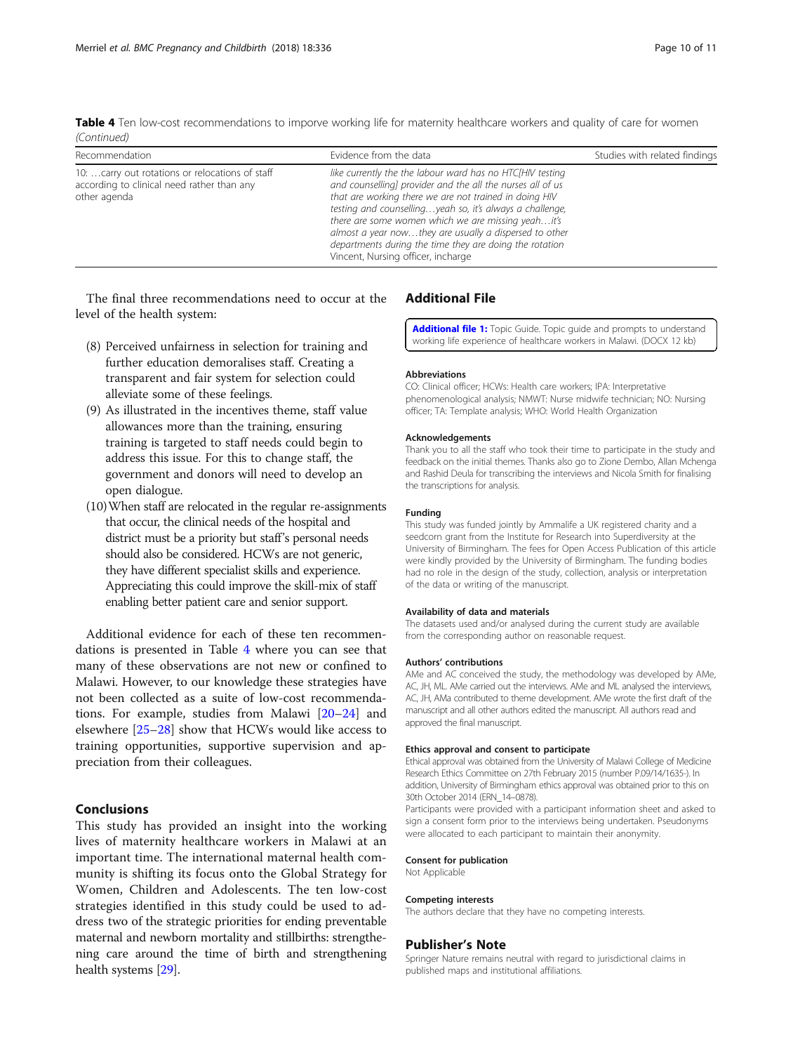**Table 4** Ten low-cost recommendations to imporve working life for maternity healthcare workers and quality of care for women *(Continued)*

| Recommendation | Evidence from the data | Studies with related findings |
|---|---|---|
| 10: …carry out rotations or relocations of staff according to clinical need rather than any other agenda | *like currently the the labour ward has no HTC[HIV testing and counselling] provider and the all the nurses all of us that are working there we are not trained in doing HIV testing and counselling…yeah so, it's always a challenge, there are some women which we are missing yeah…it's almost a year now…they are usually a dispersed to other departments during the time they are doing the rotation* Vincent, Nursing officer, incharge | |

The final three recommendations need to occur at the level of the health system:

(8) Perceived unfairness in selection for training and further education demoralises staff. Creating a transparent and fair system for selection could alleviate some of these feelings.

(9) As illustrated in the incentives theme, staff value allowances more than the training, ensuring training is targeted to staff needs could begin to address this issue. For this to change staff, the government and donors will need to develop an open dialogue.

(10) When staff are relocated in the regular re-assignments that occur, the clinical needs of the hospital and district must be a priority but staff's personal needs should also be considered. HCWs are not generic, they have different specialist skills and experience. Appreciating this could improve the skill-mix of staff enabling better patient care and senior support.

Additional evidence for each of these ten recommendations is presented in Table 4 where you can see that many of these observations are not new or confined to Malawi. However, to our knowledge these strategies have not been collected as a suite of low-cost recommendations. For example, studies from Malawi [20–24] and elsewhere [25–28] show that HCWs would like access to training opportunities, supportive supervision and appreciation from their colleagues.

## Conclusions

This study has provided an insight into the working lives of maternity healthcare workers in Malawi at an important time. The international maternal health community is shifting its focus onto the Global Strategy for Women, Children and Adolescents. The ten low-cost strategies identified in this study could be used to address two of the strategic priorities for ending preventable maternal and newborn mortality and stillbirths: strengthening care around the time of birth and strengthening health systems [29].

## Additional File

**Additional file 1:** Topic Guide. Topic guide and prompts to understand working life experience of healthcare workers in Malawi. (DOCX 12 kb)

#### Abbreviations

CO: Clinical officer; HCWs: Health care workers; IPA: Interpretative phenomenological analysis; NMWT: Nurse midwife technician; NO: Nursing officer; TA: Template analysis; WHO: World Health Organization

#### Acknowledgements

Thank you to all the staff who took their time to participate in the study and feedback on the initial themes. Thanks also go to Zione Dembo, Allan Mchenga and Rashid Deula for transcribing the interviews and Nicola Smith for finalising the transcriptions for analysis.

#### Funding

This study was funded jointly by Ammalife a UK registered charity and a seedcorn grant from the Institute for Research into Superdiversity at the University of Birmingham. The fees for Open Access Publication of this article were kindly provided by the University of Birmingham. The funding bodies had no role in the design of the study, collection, analysis or interpretation of the data or writing of the manuscript.

#### Availability of data and materials

The datasets used and/or analysed during the current study are available from the corresponding author on reasonable request.

#### Authors' contributions

AMe and AC conceived the study, the methodology was developed by AMe, AC, JH, ML. AMe carried out the interviews. AMe and ML analysed the interviews, AC, JH, AMa contributed to theme development. AMe wrote the first draft of the manuscript and all other authors edited the manuscript. All authors read and approved the final manuscript.

#### Ethics approval and consent to participate

Ethical approval was obtained from the University of Malawi College of Medicine Research Ethics Committee on 27th February 2015 (number P.09/14/1635-). In addition, University of Birmingham ethics approval was obtained prior to this on 30th October 2014 (ERN_14–0878).

Participants were provided with a participant information sheet and asked to sign a consent form prior to the interviews being undertaken. Pseudonyms were allocated to each participant to maintain their anonymity.

#### Consent for publication

Not Applicable

#### Competing interests

The authors declare that they have no competing interests.

## Publisher's Note

Springer Nature remains neutral with regard to jurisdictional claims in published maps and institutional affiliations.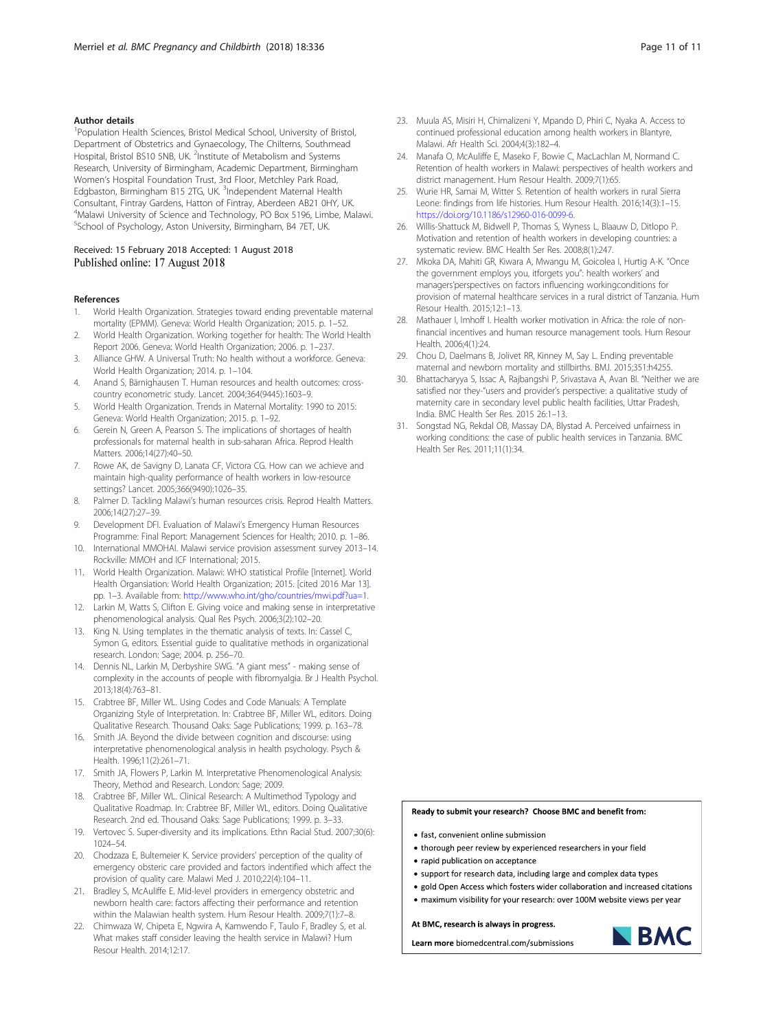### Author details

[1]Population Health Sciences, Bristol Medical School, University of Bristol, Department of Obstetrics and Gynaecology, The Chilterns, Southmead Hospital, Bristol BS10 5NB, UK. [2]Institute of Metabolism and Systems Research, University of Birmingham, Academic Department, Birmingham Women's Hospital Foundation Trust, 3rd Floor, Metchley Park Road, Edgbaston, Birmingham B15 2TG, UK. [3]Independent Maternal Health Consultant, Fintray Gardens, Hatton of Fintray, Aberdeen AB21 0HY, UK. [4]Malawi University of Science and Technology, PO Box 5196, Limbe, Malawi. [5]School of Psychology, Aston University, Birmingham, B4 7ET, UK.

Received: 15 February 2018 Accepted: 1 August 2018
Published online: 17 August 2018

### References

1. World Health Organization. Strategies toward ending preventable maternal mortality (EPMM). Geneva: World Health Organization; 2015. p. 1–52.
2. World Health Organization. Working together for health: The World Health Report 2006. Geneva: World Health Organization; 2006. p. 1–237.
3. Alliance GHW. A Universal Truth: No health without a workforce. Geneva: World Health Organization; 2014. p. 1–104.
4. Anand S, Bärnighausen T. Human resources and health outcomes: cross-country econometric study. Lancet. 2004;364(9445):1603–9.
5. World Health Organization. Trends in Maternal Mortality: 1990 to 2015: Geneva: World Health Organization; 2015. p. 1–92.
6. Gerein N, Green A, Pearson S. The implications of shortages of health professionals for maternal health in sub-saharan Africa. Reprod Health Matters. 2006;14(27):40–50.
7. Rowe AK, de Savigny D, Lanata CF, Victora CG. How can we achieve and maintain high-quality performance of health workers in low-resource settings? Lancet. 2005;366(9490):1026–35.
8. Palmer D. Tackling Malawi's human resources crisis. Reprod Health Matters. 2006;14(27):27–39.
9. Development DFI. Evaluation of Malawi's Emergency Human Resources Programme: Final Report: Management Sciences for Health; 2010. p. 1–86.
10. International MMOHAI. Malawi service provision assessment survey 2013–14. Rockville: MMOH and ICF International; 2015.
11. World Health Organization. Malawi: WHO statistical Profile [Internet]. World Health Organsiation: World Health Organization; 2015. [cited 2016 Mar 13]. pp. 1–3. Available from: http://www.who.int/gho/countries/mwi.pdf?ua=1.
12. Larkin M, Watts S, Clifton E. Giving voice and making sense in interpretative phenomenological analysis. Qual Res Psych. 2006;3(2):102–20.
13. King N. Using templates in the thematic analysis of texts. In: Cassel C, Symon G, editors. Essential guide to qualitative methods in organizational research. London: Sage; 2004. p. 256–70.
14. Dennis NL, Larkin M, Derbyshire SWG. "A giant mess" - making sense of complexity in the accounts of people with fibromyalgia. Br J Health Psychol. 2013;18(4):763–81.
15. Crabtree BF, Miller WL. Using Codes and Code Manuals: A Template Organizing Style of Interpretation. In: Crabtree BF, Miller WL, editors. Doing Qualitative Research. Thousand Oaks: Sage Publications; 1999. p. 163–78.
16. Smith JA. Beyond the divide between cognition and discourse: using interpretative phenomenological analysis in health psychology. Psych & Health. 1996;11(2):261–71.
17. Smith JA, Flowers P, Larkin M. Interpretative Phenomenological Analysis: Theory, Method and Research. London: Sage; 2009.
18. Crabtree BF, Miller WL. Clinical Research: A Multimethod Typology and Qualitative Roadmap. In: Crabtree BF, Miller WL, editors. Doing Qualitative Research. 2nd ed. Thousand Oaks: Sage Publications; 1999. p. 3–33.
19. Vertovec S. Super-diversity and its implications. Ethn Racial Stud. 2007;30(6): 1024–54.
20. Chodzaza E, Bultemeier K. Service providers' perception of the quality of emergency obsteric care provided and factors indentified which affect the provision of quality care. Malawi Med J. 2010;22(4):104–11.
21. Bradley S, McAuliffe E. Mid-level providers in emergency obstetric and newborn health care: factors affecting their performance and retention within the Malawian health system. Hum Resour Health. 2009;7(1):7–8.
22. Chimwaza W, Chipeta E, Ngwira A, Kamwendo F, Taulo F, Bradley S, et al. What makes staff consider leaving the health service in Malawi? Hum Resour Health. 2014;12:17.
23. Muula AS, Misiri H, Chimalizeni Y, Mpando D, Phiri C, Nyaka A. Access to continued professional education among health workers in Blantyre, Malawi. Afr Health Sci. 2004;4(3):182–4.
24. Manafa O, McAuliffe E, Maseko F, Bowie C, MacLachlan M, Normand C. Retention of health workers in Malawi: perspectives of health workers and district management. Hum Resour Health. 2009;7(1):65.
25. Wurie HR, Samai M, Witter S. Retention of health workers in rural Sierra Leone: findings from life histories. Hum Resour Health. 2016;14(3):1–15. https://doi.org/10.1186/s12960-016-0099-6.
26. Willis-Shattuck M, Bidwell P, Thomas S, Wyness L, Blaauw D, Ditlopo P. Motivation and retention of health workers in developing countries: a systematic review. BMC Health Ser Res. 2008;8(1):247.
27. Mkoka DA, Mahiti GR, Kiwara A, Mwangu M, Goicolea I, Hurtig A-K. "Once the government employs you, itforgets you": health workers' and managers'perspectives on factors influencing workingconditions for provision of maternal healthcare services in a rural district of Tanzania. Hum Resour Health. 2015;12:1–13.
28. Mathauer I, Imhoff I. Health worker motivation in Africa: the role of non-financial incentives and human resource management tools. Hum Resour Health. 2006;4(1):24.
29. Chou D, Daelmans B, Jolivet RR, Kinney M, Say L. Ending preventable maternal and newborn mortality and stillbirths. BMJ. 2015;351:h4255.
30. Bhattacharyya S, Issac A, Rajbangshi P, Srivastava A, Avan BI. "Neither we are satisfied nor they-"users and provider's perspective: a qualitative study of maternity care in secondary level public health facilities, Uttar Pradesh, India. BMC Health Ser Res. 2015 26:1–13.
31. Songstad NG, Rekdal OB, Massay DA, Blystad A. Perceived unfairness in working conditions: the case of public health services in Tanzania. BMC Health Ser Res. 2011;11(1):34.

**Ready to submit your research? Choose BMC and benefit from:**

- fast, convenient online submission
- thorough peer review by experienced researchers in your field
- rapid publication on acceptance
- support for research data, including large and complex data types
- gold Open Access which fosters wider collaboration and increased citations
- maximum visibility for your research: over 100M website views per year

**At BMC, research is always in progress.**

**Learn more** biomedcentral.com/submissions